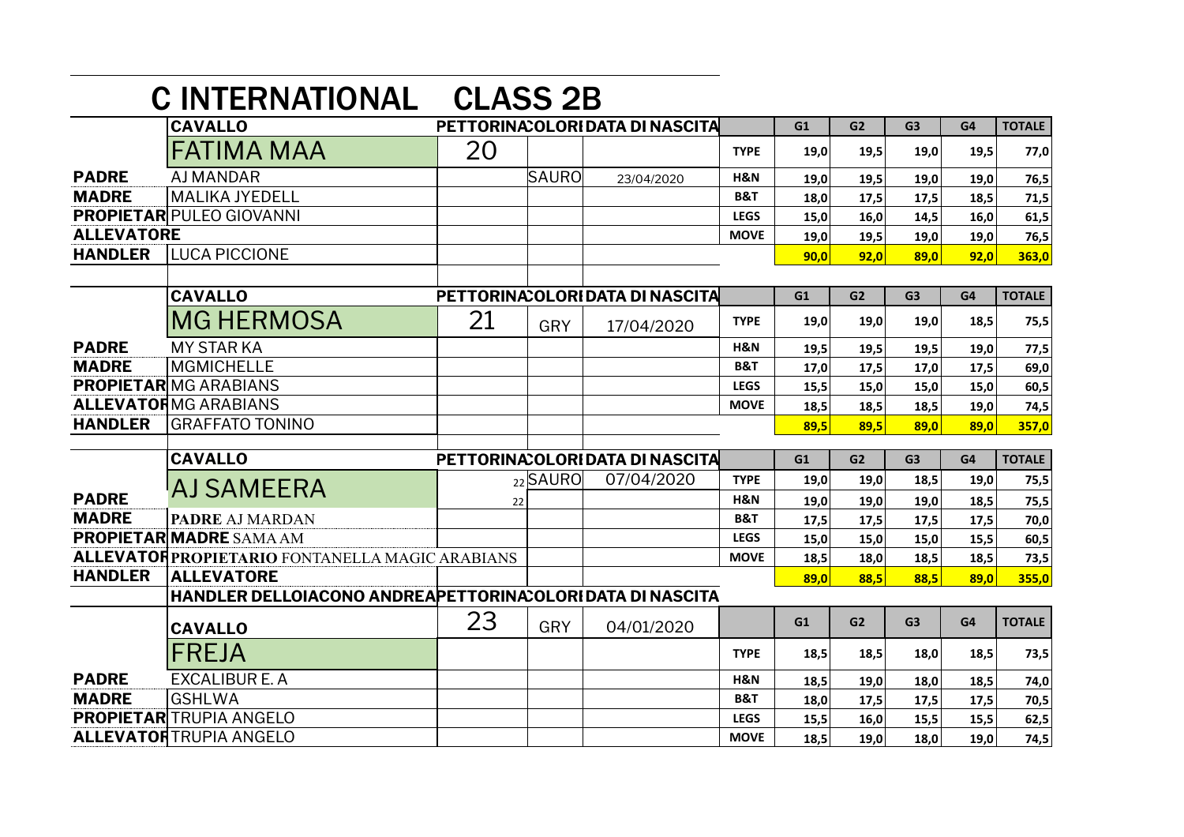# C INTERNATIONAL CLASS 2B

| | CAVALLO | PETTORINA | COLORE | DATA DI NASCITA | | G1 | G2 | G3 | G4 | TOTALE |
|---|---|---|---|---|---|---|---|---|---|---|
| | FATIMA MAA | 20 | | | TYPE | 19,0 | 19,5 | 19,0 | 19,5 | 77,0 |
| PADRE | AJ MANDAR | | SAURO | 23/04/2020 | H&N | 19,0 | 19,5 | 19,0 | 19,0 | 76,5 |
| MADRE | MALIKA JYEDELL | | | | B&T | 18,0 | 17,5 | 17,5 | 18,5 | 71,5 |
| PROPIETAR | PULEO GIOVANNI | | | | LEGS | 15,0 | 16,0 | 14,5 | 16,0 | 61,5 |
| ALLEVATORE | | | | | MOVE | 19,0 | 19,5 | 19,0 | 19,0 | 76,5 |
| HANDLER | LUCA PICCIONE | | | | | 90,0 | 92,0 | 89,0 | 92,0 | 363,0 |

| | CAVALLO | PETTORINA | COLORE | DATA DI NASCITA | | G1 | G2 | G3 | G4 | TOTALE |
|---|---|---|---|---|---|---|---|---|---|---|
| | MG HERMOSA | 21 | GRY | 17/04/2020 | TYPE | 19,0 | 19,0 | 19,0 | 18,5 | 75,5 |
| PADRE | MY STAR KA | | | | H&N | 19,5 | 19,5 | 19,5 | 19,0 | 77,5 |
| MADRE | MGMICHELLE | | | | B&T | 17,0 | 17,5 | 17,0 | 17,5 | 69,0 |
| PROPIETAR | MG ARABIANS | | | | LEGS | 15,5 | 15,0 | 15,0 | 15,0 | 60,5 |
| ALLEVATOR | MG ARABIANS | | | | MOVE | 18,5 | 18,5 | 18,5 | 19,0 | 74,5 |
| HANDLER | GRAFFATO TONINO | | | | | 89,5 | 89,5 | 89,0 | 89,0 | 357,0 |

| | CAVALLO | PETTORINA | COLORE | DATA DI NASCITA | | G1 | G2 | G3 | G4 | TOTALE |
|---|---|---|---|---|---|---|---|---|---|---|
| | AJ SAMEERA | 22 | SAURO | 07/04/2020 | TYPE | 19,0 | 19,0 | 18,5 | 19,0 | 75,5 |
| PADRE | | 22 | | | H&N | 19,0 | 19,0 | 19,0 | 18,5 | 75,5 |
| MADRE | PADRE AJ MARDAN | | | | B&T | 17,5 | 17,5 | 17,5 | 17,5 | 70,0 |
| PROPIETAR | MADRE SAMA AM | | | | LEGS | 15,0 | 15,0 | 15,0 | 15,5 | 60,5 |
| ALLEVATOR | PROPIETARIO FONTANELLA MAGIC ARABIANS | | | | MOVE | 18,5 | 18,0 | 18,5 | 18,5 | 73,5 |
| HANDLER | ALLEVATORE | | | | | 89,0 | 88,5 | 88,5 | 89,0 | 355,0 |
| | HANDLER DELLOIACONO ANDREA | PETTORINA | COLORE | DATA DI NASCITA | | | | | | |

| | CAVALLO | PETTORINA | COLORE | DATA DI NASCITA | | G1 | G2 | G3 | G4 | TOTALE |
|---|---|---|---|---|---|---|---|---|---|---|
| | CAVALLO | 23 | GRY | 04/01/2020 | | G1 | G2 | G3 | G4 | TOTALE |
| | FREJA | | | | TYPE | 18,5 | 18,5 | 18,0 | 18,5 | 73,5 |
| PADRE | EXCALIBUR E. A | | | | H&N | 18,5 | 19,0 | 18,0 | 18,5 | 74,0 |
| MADRE | GSHLWA | | | | B&T | 18,0 | 17,5 | 17,5 | 17,5 | 70,5 |
| PROPIETAR | TRUPIA ANGELO | | | | LEGS | 15,5 | 16,0 | 15,5 | 15,5 | 62,5 |
| ALLEVATOR | TRUPIA ANGELO | | | | MOVE | 18,5 | 19,0 | 18,0 | 19,0 | 74,5 |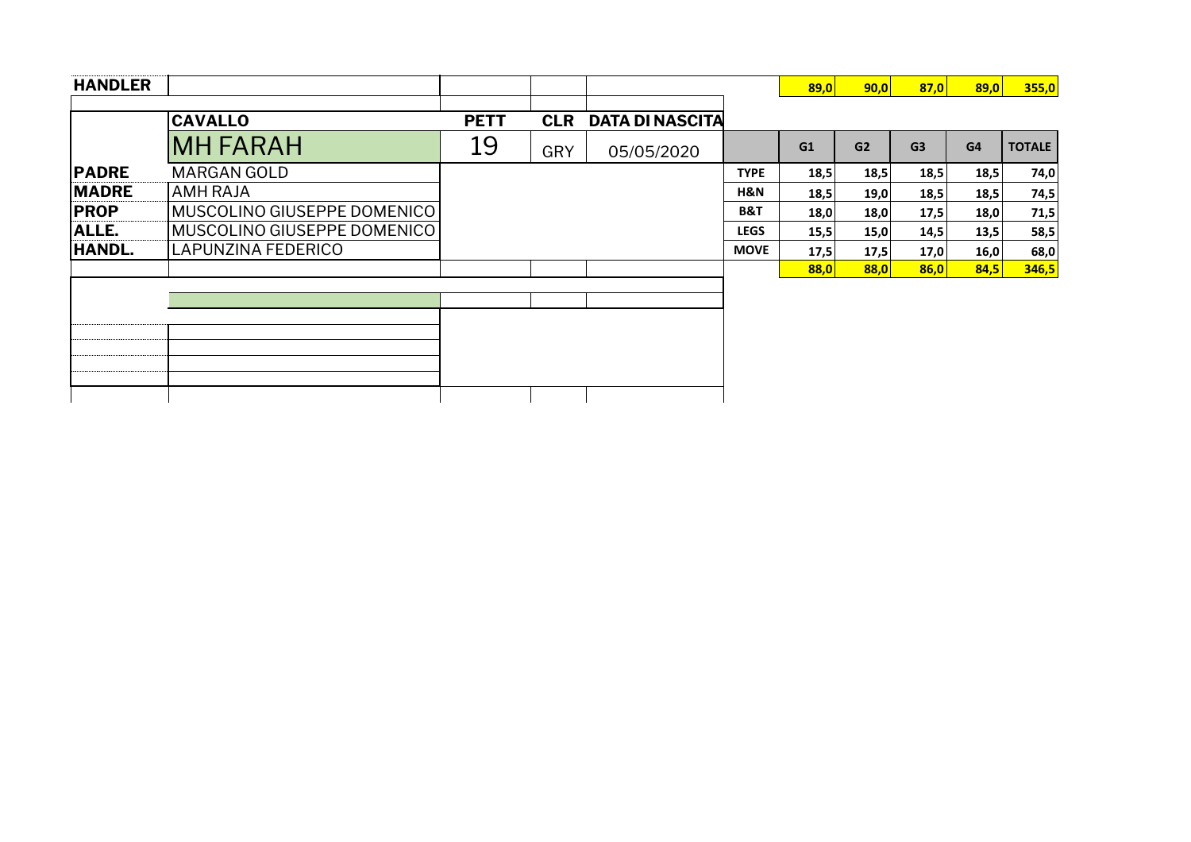| HANDLER | | | | | | 89,0 | 90,0 | 87,0 | 89,0 | 355,0 |
|---|---|---|---|---|---|---|---|---|---|---|
| | **CAVALLO** | **PETT** | **CLR** | **DATA DI NASCITA** | | | | | | |
| | MH FARAH | 19 | GRY | 05/05/2020 | | **G1** | **G2** | **G3** | **G4** | **TOTALE** |
| **PADRE** | MARGAN GOLD | | | | **TYPE** | 18,5 | 18,5 | 18,5 | 18,5 | 74,0 |
| **MADRE** | AMH RAJA | | | | **H&N** | 18,5 | 19,0 | 18,5 | 18,5 | 74,5 |
| **PROP** | MUSCOLINO GIUSEPPE DOMENICO | | | | **B&T** | 18,0 | 18,0 | 17,5 | 18,0 | 71,5 |
| **ALLE.** | MUSCOLINO GIUSEPPE DOMENICO | | | | **LEGS** | 15,5 | 15,0 | 14,5 | 13,5 | 58,5 |
| **HANDL.** | LAPUNZINA FEDERICO | | | | **MOVE** | 17,5 | 17,5 | 17,0 | 16,0 | 68,0 |
| | | | | | | 88,0 | 88,0 | 86,0 | 84,5 | 346,5 |